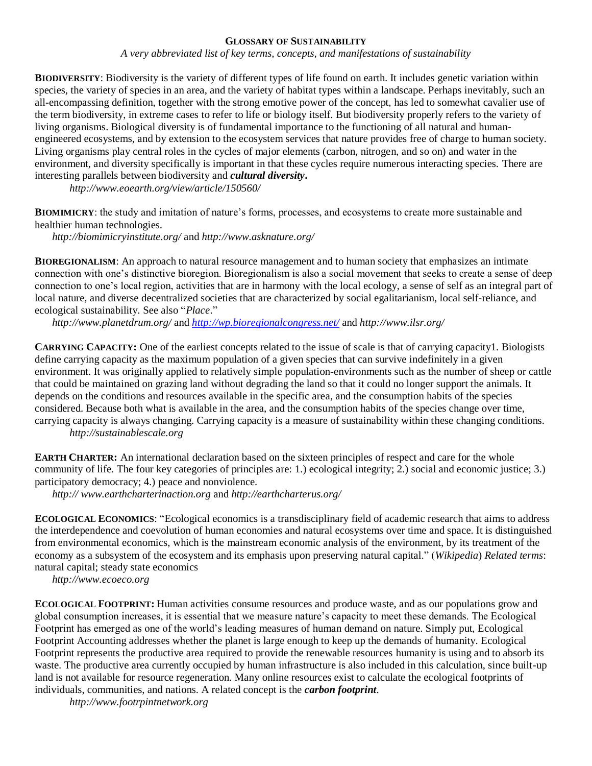# GLOSSARY OF SUSTAINABILITY

*A very abbreviated list of key terms, concepts, and manifestations of sustainability*

**BIODIVERSITY**: Biodiversity is the variety of different types of life found on earth. It includes genetic variation within species, the variety of species in an area, and the variety of habitat types within a landscape. Perhaps inevitably, such an all-encompassing definition, together with the strong emotive power of the concept, has led to somewhat cavalier use of the term biodiversity, in extreme cases to refer to life or biology itself. But biodiversity properly refers to the variety of living organisms. Biological diversity is of fundamental importance to the functioning of all natural and human-engineered ecosystems, and by extension to the ecosystem services that nature provides free of charge to human society. Living organisms play central roles in the cycles of major elements (carbon, nitrogen, and so on) and water in the environment, and diversity specifically is important in that these cycles require numerous interacting species. There are interesting parallels between biodiversity and ***cultural diversity***.

*http://www.eoearth.org/view/article/150560/*

**BIOMIMICRY**: the study and imitation of nature's forms, processes, and ecosystems to create more sustainable and healthier human technologies.

*http://biomimicryinstitute.org/* and *http://www.asknature.org/*

**BIOREGIONALISM**: An approach to natural resource management and to human society that emphasizes an intimate connection with one's distinctive bioregion. Bioregionalism is also a social movement that seeks to create a sense of deep connection to one's local region, activities that are in harmony with the local ecology, a sense of self as an integral part of local nature, and diverse decentralized societies that are characterized by social egalitarianism, local self-reliance, and ecological sustainability. See also "*Place*."

*http://www.planetdrum.org/* and *[http://wp.bioregionalcongress.net/](http://wp.bioregionalcongress.net/)* and *http://www.ilsr.org/*

**CARRYING CAPACITY:** One of the earliest concepts related to the issue of scale is that of carrying capacity1. Biologists define carrying capacity as the maximum population of a given species that can survive indefinitely in a given environment. It was originally applied to relatively simple population-environments such as the number of sheep or cattle that could be maintained on grazing land without degrading the land so that it could no longer support the animals. It depends on the conditions and resources available in the specific area, and the consumption habits of the species considered. Because both what is available in the area, and the consumption habits of the species change over time, carrying capacity is always changing. Carrying capacity is a measure of sustainability within these changing conditions.

*http://sustainablescale.org*

**EARTH CHARTER:** An international declaration based on the sixteen principles of respect and care for the whole community of life. The four key categories of principles are: 1.) ecological integrity; 2.) social and economic justice; 3.) participatory democracy; 4.) peace and nonviolence.

*http:// www.earthcharterinaction.org* and *http://earthcharterus.org/*

**ECOLOGICAL ECONOMICS**: "Ecological economics is a transdisciplinary field of academic research that aims to address the interdependence and coevolution of human economies and natural ecosystems over time and space. It is distinguished from environmental economics, which is the mainstream economic analysis of the environment, by its treatment of the economy as a subsystem of the ecosystem and its emphasis upon preserving natural capital." (*Wikipedia*) *Related terms*: natural capital; steady state economics

*http://www.ecoeco.org*

**ECOLOGICAL FOOTPRINT:** Human activities consume resources and produce waste, and as our populations grow and global consumption increases, it is essential that we measure nature's capacity to meet these demands. The Ecological Footprint has emerged as one of the world's leading measures of human demand on nature. Simply put, Ecological Footprint Accounting addresses whether the planet is large enough to keep up the demands of humanity. Ecological Footprint represents the productive area required to provide the renewable resources humanity is using and to absorb its waste. The productive area currently occupied by human infrastructure is also included in this calculation, since built-up land is not available for resource regeneration. Many online resources exist to calculate the ecological footprints of individuals, communities, and nations. A related concept is the ***carbon footprint***.

*http://www.footrpintnetwork.org*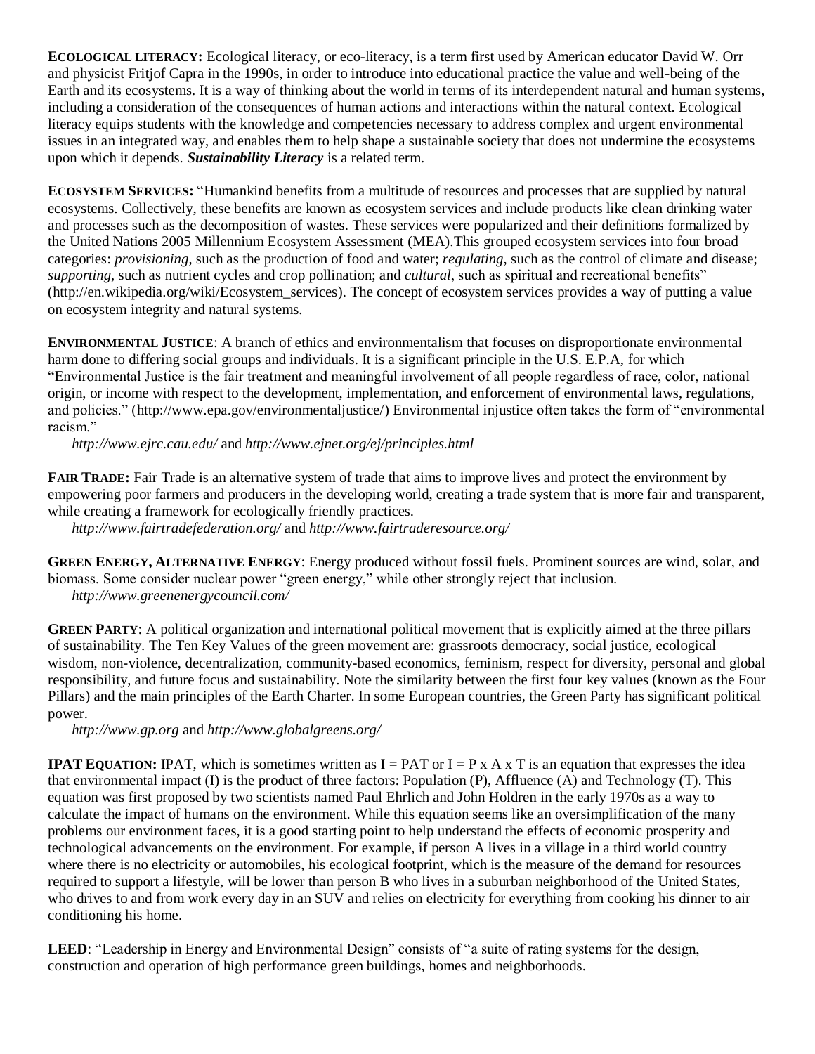**ECOLOGICAL LITERACY:** Ecological literacy, or eco-literacy, is a term first used by American educator David W. Orr and physicist Fritjof Capra in the 1990s, in order to introduce into educational practice the value and well-being of the Earth and its ecosystems. It is a way of thinking about the world in terms of its interdependent natural and human systems, including a consideration of the consequences of human actions and interactions within the natural context. Ecological literacy equips students with the knowledge and competencies necessary to address complex and urgent environmental issues in an integrated way, and enables them to help shape a sustainable society that does not undermine the ecosystems upon which it depends. ***Sustainability Literacy*** is a related term.

**ECOSYSTEM SERVICES:** "Humankind benefits from a multitude of resources and processes that are supplied by natural ecosystems. Collectively, these benefits are known as ecosystem services and include products like clean drinking water and processes such as the decomposition of wastes. These services were popularized and their definitions formalized by the United Nations 2005 Millennium Ecosystem Assessment (MEA).This grouped ecosystem services into four broad categories: *provisioning*, such as the production of food and water; *regulating*, such as the control of climate and disease; *supporting*, such as nutrient cycles and crop pollination; and *cultural*, such as spiritual and recreational benefits" (http://en.wikipedia.org/wiki/Ecosystem_services). The concept of ecosystem services provides a way of putting a value on ecosystem integrity and natural systems.

**ENVIRONMENTAL JUSTICE**: A branch of ethics and environmentalism that focuses on disproportionate environmental harm done to differing social groups and individuals. It is a significant principle in the U.S. E.P.A, for which "Environmental Justice is the fair treatment and meaningful involvement of all people regardless of race, color, national origin, or income with respect to the development, implementation, and enforcement of environmental laws, regulations, and policies." (http://www.epa.gov/environmentaljustice/) Environmental injustice often takes the form of "environmental racism."

*http://www.ejrc.cau.edu/* and *http://www.ejnet.org/ej/principles.html*

**FAIR TRADE:** Fair Trade is an alternative system of trade that aims to improve lives and protect the environment by empowering poor farmers and producers in the developing world, creating a trade system that is more fair and transparent, while creating a framework for ecologically friendly practices.

*http://www.fairtradefederation.org/* and *http://www.fairtraderesource.org/*

**GREEN ENERGY, ALTERNATIVE ENERGY**: Energy produced without fossil fuels. Prominent sources are wind, solar, and biomass. Some consider nuclear power "green energy," while other strongly reject that inclusion.

*http://www.greenenergycouncil.com/*

**GREEN PARTY**: A political organization and international political movement that is explicitly aimed at the three pillars of sustainability. The Ten Key Values of the green movement are: grassroots democracy, social justice, ecological wisdom, non-violence, decentralization, community-based economics, feminism, respect for diversity, personal and global responsibility, and future focus and sustainability. Note the similarity between the first four key values (known as the Four Pillars) and the main principles of the Earth Charter. In some European countries, the Green Party has significant political power.

*http://www.gp.org* and *http://www.globalgreens.org/*

**IPAT EQUATION:** IPAT, which is sometimes written as $I = PAT$ or $I = P \times A \times T$ is an equation that expresses the idea that environmental impact (I) is the product of three factors: Population (P), Affluence (A) and Technology (T). This equation was first proposed by two scientists named Paul Ehrlich and John Holdren in the early 1970s as a way to calculate the impact of humans on the environment. While this equation seems like an oversimplification of the many problems our environment faces, it is a good starting point to help understand the effects of economic prosperity and technological advancements on the environment. For example, if person A lives in a village in a third world country where there is no electricity or automobiles, his ecological footprint, which is the measure of the demand for resources required to support a lifestyle, will be lower than person B who lives in a suburban neighborhood of the United States, who drives to and from work every day in an SUV and relies on electricity for everything from cooking his dinner to air conditioning his home.

**LEED**: "Leadership in Energy and Environmental Design" consists of "a suite of rating systems for the design, construction and operation of high performance green buildings, homes and neighborhoods.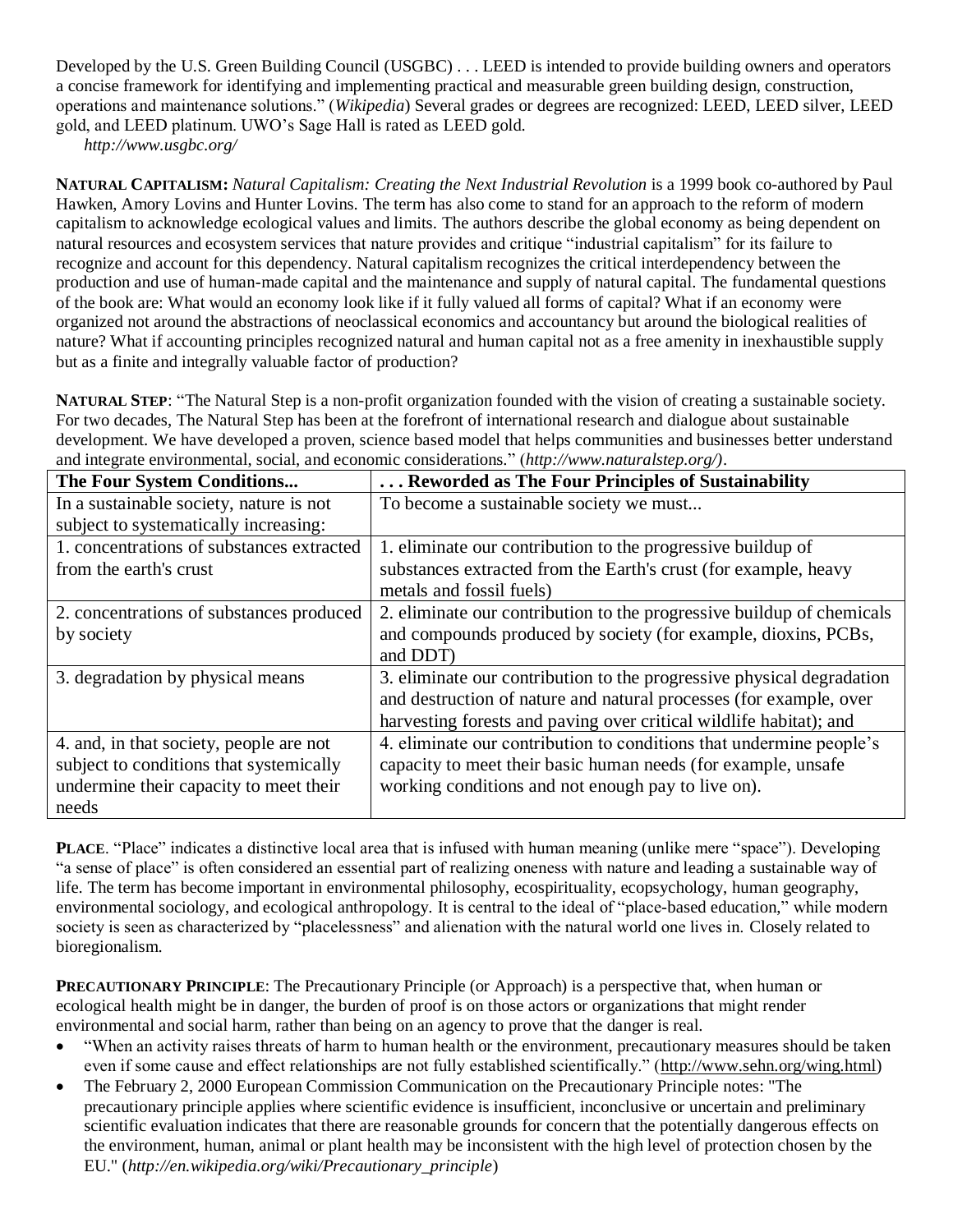Developed by the U.S. Green Building Council (USGBC) . . . LEED is intended to provide building owners and operators a concise framework for identifying and implementing practical and measurable green building design, construction, operations and maintenance solutions." (*Wikipedia*) Several grades or degrees are recognized: LEED, LEED silver, LEED gold, and LEED platinum. UWO's Sage Hall is rated as LEED gold.
*http://www.usgbc.org/*

**NATURAL CAPITALISM:** *Natural Capitalism: Creating the Next Industrial Revolution* is a 1999 book co-authored by Paul Hawken, Amory Lovins and Hunter Lovins. The term has also come to stand for an approach to the reform of modern capitalism to acknowledge ecological values and limits. The authors describe the global economy as being dependent on natural resources and ecosystem services that nature provides and critique "industrial capitalism" for its failure to recognize and account for this dependency. Natural capitalism recognizes the critical interdependency between the production and use of human-made capital and the maintenance and supply of natural capital. The fundamental questions of the book are: What would an economy look like if it fully valued all forms of capital? What if an economy were organized not around the abstractions of neoclassical economics and accountancy but around the biological realities of nature? What if accounting principles recognized natural and human capital not as a free amenity in inexhaustible supply but as a finite and integrally valuable factor of production?

**NATURAL STEP**: "The Natural Step is a non-profit organization founded with the vision of creating a sustainable society. For two decades, The Natural Step has been at the forefront of international research and dialogue about sustainable development. We have developed a proven, science based model that helps communities and businesses better understand and integrate environmental, social, and economic considerations." (*http://www.naturalstep.org/)*.

| The Four System Conditions... | . . . Reworded as The Four Principles of Sustainability |
|---|---|
| In a sustainable society, nature is not subject to systematically increasing: | To become a sustainable society we must... |
| 1. concentrations of substances extracted from the earth's crust | 1. eliminate our contribution to the progressive buildup of substances extracted from the Earth's crust (for example, heavy metals and fossil fuels) |
| 2. concentrations of substances produced by society | 2. eliminate our contribution to the progressive buildup of chemicals and compounds produced by society (for example, dioxins, PCBs, and DDT) |
| 3. degradation by physical means | 3. eliminate our contribution to the progressive physical degradation and destruction of nature and natural processes (for example, over harvesting forests and paving over critical wildlife habitat); and |
| 4. and, in that society, people are not subject to conditions that systemically undermine their capacity to meet their needs | 4. eliminate our contribution to conditions that undermine people's capacity to meet their basic human needs (for example, unsafe working conditions and not enough pay to live on). |

**PLACE**. "Place" indicates a distinctive local area that is infused with human meaning (unlike mere "space"). Developing "a sense of place" is often considered an essential part of realizing oneness with nature and leading a sustainable way of life. The term has become important in environmental philosophy, ecospirituality, ecopsychology, human geography, environmental sociology, and ecological anthropology. It is central to the ideal of "place-based education," while modern society is seen as characterized by "placelessness" and alienation with the natural world one lives in. Closely related to bioregionalism.

**PRECAUTIONARY PRINCIPLE**: The Precautionary Principle (or Approach) is a perspective that, when human or ecological health might be in danger, the burden of proof is on those actors or organizations that might render environmental and social harm, rather than being on an agency to prove that the danger is real.

- "When an activity raises threats of harm to human health or the environment, precautionary measures should be taken even if some cause and effect relationships are not fully established scientifically." (http://www.sehn.org/wing.html)
- The February 2, 2000 European Commission Communication on the Precautionary Principle notes: "The precautionary principle applies where scientific evidence is insufficient, inconclusive or uncertain and preliminary scientific evaluation indicates that there are reasonable grounds for concern that the potentially dangerous effects on the environment, human, animal or plant health may be inconsistent with the high level of protection chosen by the EU." (*http://en.wikipedia.org/wiki/Precautionary_principle*)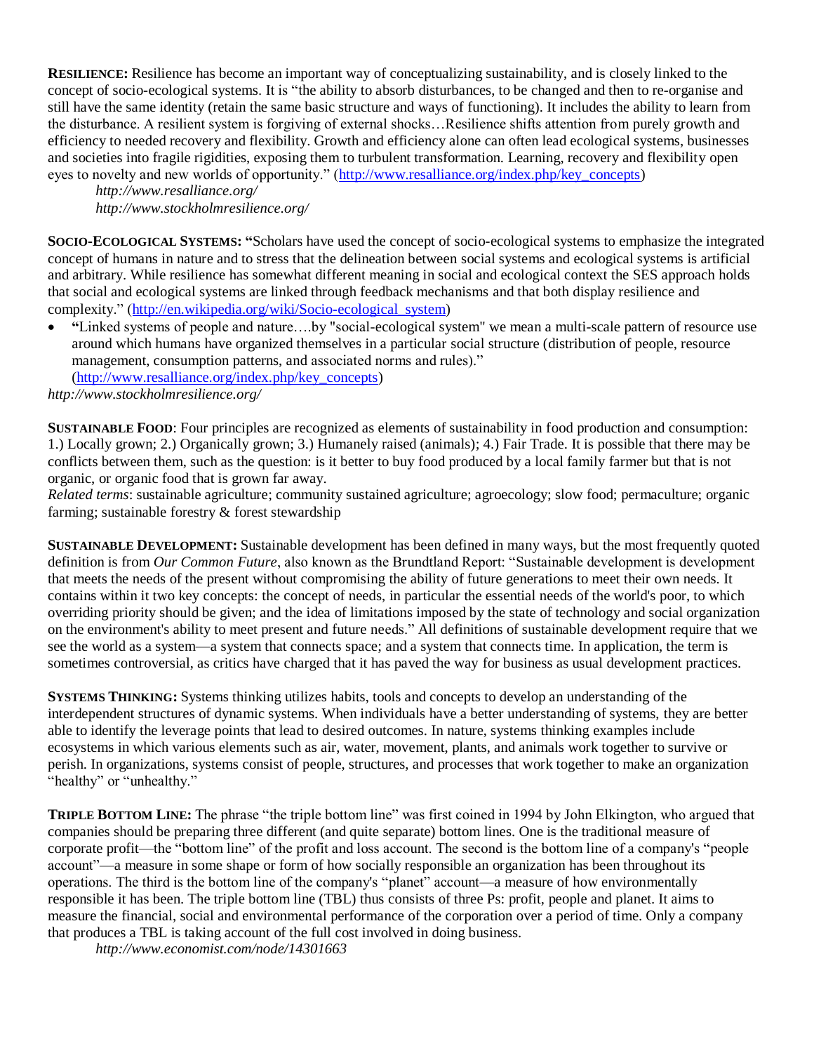**RESILIENCE:** Resilience has become an important way of conceptualizing sustainability, and is closely linked to the concept of socio-ecological systems. It is "the ability to absorb disturbances, to be changed and then to re-organise and still have the same identity (retain the same basic structure and ways of functioning). It includes the ability to learn from the disturbance. A resilient system is forgiving of external shocks…Resilience shifts attention from purely growth and efficiency to needed recovery and flexibility. Growth and efficiency alone can often lead ecological systems, businesses and societies into fragile rigidities, exposing them to turbulent transformation. Learning, recovery and flexibility open eyes to novelty and new worlds of opportunity." (http://www.resalliance.org/index.php/key_concepts)

*http://www.resalliance.org/*
*http://www.stockholmresilience.org/*

**SOCIO-ECOLOGICAL SYSTEMS: "**Scholars have used the concept of socio-ecological systems to emphasize the integrated concept of humans in nature and to stress that the delineation between social systems and ecological systems is artificial and arbitrary. While resilience has somewhat different meaning in social and ecological context the SES approach holds that social and ecological systems are linked through feedback mechanisms and that both display resilience and complexity." (http://en.wikipedia.org/wiki/Socio-ecological_system)

- **"**Linked systems of people and nature….by "social-ecological system" we mean a multi-scale pattern of resource use around which humans have organized themselves in a particular social structure (distribution of people, resource management, consumption patterns, and associated norms and rules)." (http://www.resalliance.org/index.php/key_concepts)

*http://www.stockholmresilience.org/*

**SUSTAINABLE FOOD**: Four principles are recognized as elements of sustainability in food production and consumption: 1.) Locally grown; 2.) Organically grown; 3.) Humanely raised (animals); 4.) Fair Trade. It is possible that there may be conflicts between them, such as the question: is it better to buy food produced by a local family farmer but that is not organic, or organic food that is grown far away.
*Related terms*: sustainable agriculture; community sustained agriculture; agroecology; slow food; permaculture; organic farming; sustainable forestry & forest stewardship

**SUSTAINABLE DEVELOPMENT:** Sustainable development has been defined in many ways, but the most frequently quoted definition is from *Our Common Future*, also known as the Brundtland Report: "Sustainable development is development that meets the needs of the present without compromising the ability of future generations to meet their own needs. It contains within it two key concepts: the concept of needs, in particular the essential needs of the world's poor, to which overriding priority should be given; and the idea of limitations imposed by the state of technology and social organization on the environment's ability to meet present and future needs." All definitions of sustainable development require that we see the world as a system—a system that connects space; and a system that connects time. In application, the term is sometimes controversial, as critics have charged that it has paved the way for business as usual development practices.

**SYSTEMS THINKING:** Systems thinking utilizes habits, tools and concepts to develop an understanding of the interdependent structures of dynamic systems. When individuals have a better understanding of systems, they are better able to identify the leverage points that lead to desired outcomes. In nature, systems thinking examples include ecosystems in which various elements such as air, water, movement, plants, and animals work together to survive or perish. In organizations, systems consist of people, structures, and processes that work together to make an organization "healthy" or "unhealthy."

**TRIPLE BOTTOM LINE:** The phrase "the triple bottom line" was first coined in 1994 by John Elkington, who argued that companies should be preparing three different (and quite separate) bottom lines. One is the traditional measure of corporate profit—the "bottom line" of the profit and loss account. The second is the bottom line of a company's "people account"—a measure in some shape or form of how socially responsible an organization has been throughout its operations. The third is the bottom line of the company's "planet" account—a measure of how environmentally responsible it has been. The triple bottom line (TBL) thus consists of three Ps: profit, people and planet. It aims to measure the financial, social and environmental performance of the corporation over a period of time. Only a company that produces a TBL is taking account of the full cost involved in doing business.

*http://www.economist.com/node/14301663*